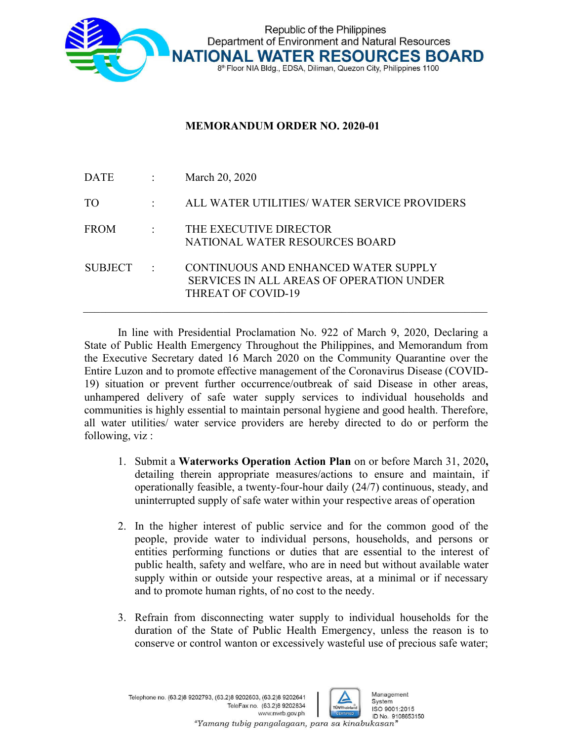Republic of the Philippines
Department of Environment and Natural Resources
**NATIONAL WATER RESOURCES BOARD**
8th Floor NIA Bldg., EDSA, Diliman, Quezon City, Philippines 1100

# MEMORANDUM ORDER NO. 2020-01

| | | |
|---|---|---|
| DATE | : | March 20, 2020 |
| TO | : | ALL WATER UTILITIES/ WATER SERVICE PROVIDERS |
| FROM | : | THE EXECUTIVE DIRECTOR NATIONAL WATER RESOURCES BOARD |
| SUBJECT | : | CONTINUOUS AND ENHANCED WATER SUPPLY SERVICES IN ALL AREAS OF OPERATION UNDER THREAT OF COVID-19 |

---

In line with Presidential Proclamation No. 922 of March 9, 2020, Declaring a State of Public Health Emergency Throughout the Philippines, and Memorandum from the Executive Secretary dated 16 March 2020 on the Community Quarantine over the Entire Luzon and to promote effective management of the Coronavirus Disease (COVID-19) situation or prevent further occurrence/outbreak of said Disease in other areas, unhampered delivery of safe water supply services to individual households and communities is highly essential to maintain personal hygiene and good health. Therefore, all water utilities/ water service providers are hereby directed to do or perform the following, viz :

1. Submit a **Waterworks Operation Action Plan** on or before March 31, 2020**,** detailing therein appropriate measures/actions to ensure and maintain, if operationally feasible, a twenty-four-hour daily (24/7) continuous, steady, and uninterrupted supply of safe water within your respective areas of operation

2. In the higher interest of public service and for the common good of the people, provide water to individual persons, households, and persons or entities performing functions or duties that are essential to the interest of public health, safety and welfare, who are in need but without available water supply within or outside your respective areas, at a minimal or if necessary and to promote human rights, of no cost to the needy.

3. Refrain from disconnecting water supply to individual households for the duration of the State of Public Health Emergency, unless the reason is to conserve or control wanton or excessively wasteful use of precious safe water;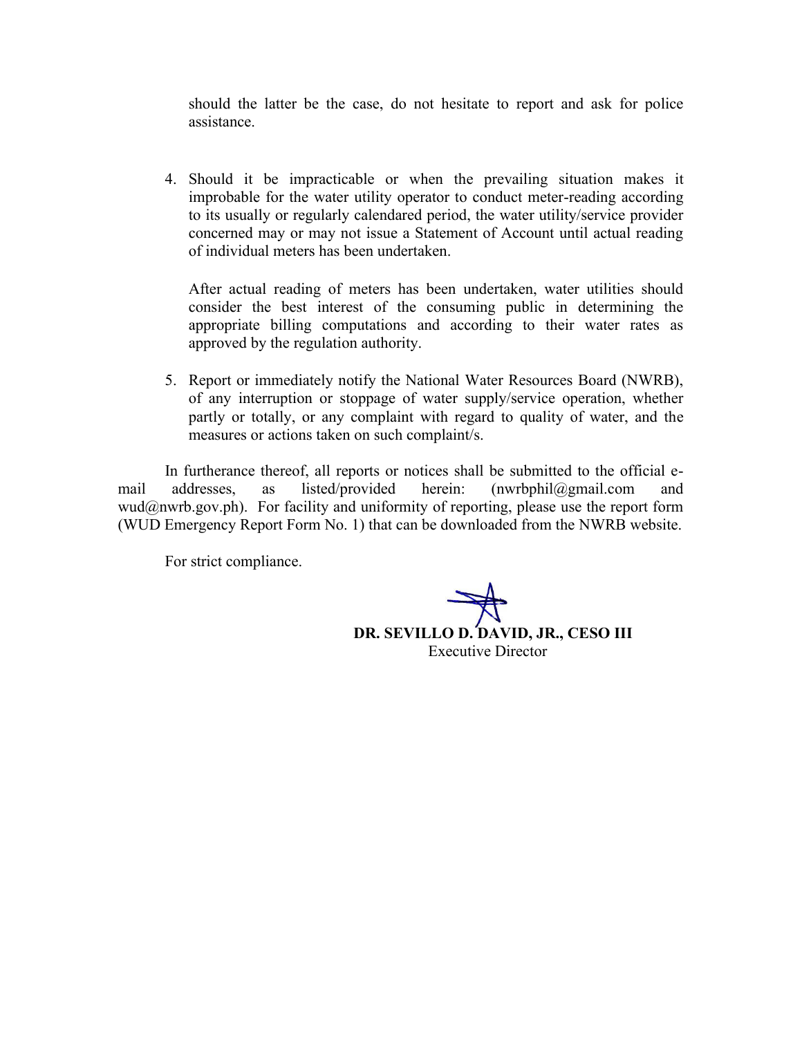should the latter be the case, do not hesitate to report and ask for police assistance.

4. Should it be impracticable or when the prevailing situation makes it improbable for the water utility operator to conduct meter-reading according to its usually or regularly calendared period, the water utility/service provider concerned may or may not issue a Statement of Account until actual reading of individual meters has been undertaken.

   After actual reading of meters has been undertaken, water utilities should consider the best interest of the consuming public in determining the appropriate billing computations and according to their water rates as approved by the regulation authority.

5. Report or immediately notify the National Water Resources Board (NWRB), of any interruption or stoppage of water supply/service operation, whether partly or totally, or any complaint with regard to quality of water, and the measures or actions taken on such complaint/s.

In furtherance thereof, all reports or notices shall be submitted to the official e-mail addresses, as listed/provided herein: (nwrbphil@gmail.com and wud@nwrb.gov.ph). For facility and uniformity of reporting, please use the report form (WUD Emergency Report Form No. 1) that can be downloaded from the NWRB website.

For strict compliance.

**DR. SEVILLO D. DAVID, JR., CESO III**
Executive Director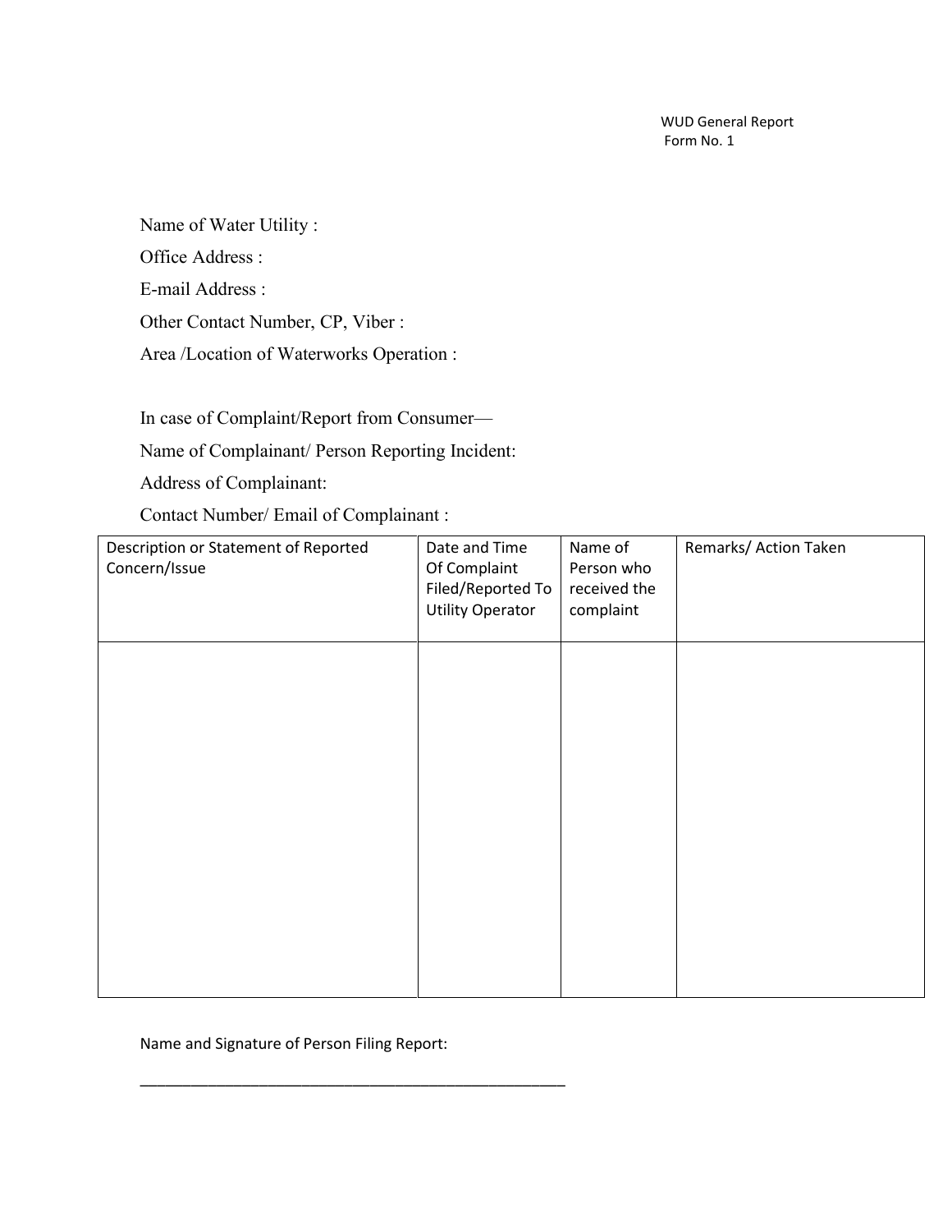WUD General Report
Form No. 1

Name of Water Utility :

Office Address :

E-mail Address :

Other Contact Number, CP, Viber :

Area /Location of Waterworks Operation :

In case of Complaint/Report from Consumer—

Name of Complainant/ Person Reporting Incident:

Address of Complainant:

Contact Number/ Email of Complainant :

| Description or Statement of Reported Concern/Issue | Date and Time Of Complaint Filed/Reported To Utility Operator | Name of Person who received the complaint | Remarks/ Action Taken |
|---|---|---|---|
| | | | |

Name and Signature of Person Filing Report:

___________________________________________________